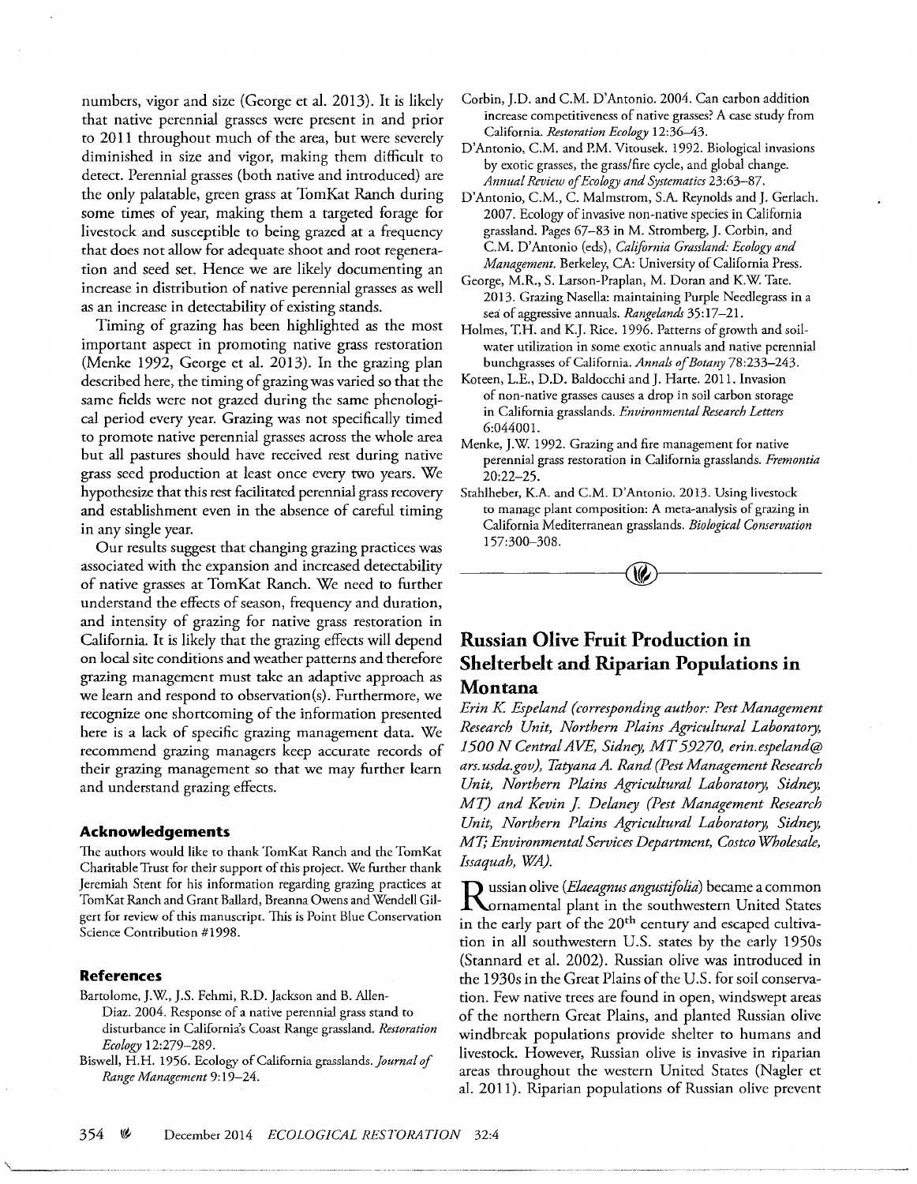numbers, vigor and size (George et al. 2013). It is likely that native perennial grasses were present in and prior to 2011 throughout much of the area, but were severely diminished in size and vigor, making them difficult to detect. Perennial grasses (both native and introduced) are the only palatable, green grass at TomKat Ranch during some times of year, making them a targeted forage for livestock and susceptible to being grazed at a frequency that does not allow for adequate shoot and root regeneration and seed set. Hence we are likely documenting an increase in distribution of native perennial grasses as well as an increase in detectability of existing stands.

Timing of grazing has been highlighted as the most important aspect in promoting native grass restoration (Menke 1992, George et al. 2013). In the grazing plan described here, the timing of grazing was varied so that the same fields were not grazed during the same phenological period every year. Grazing was not specifically timed to promote native perennial grasses across the whole area but all pastures should have received rest during native grass seed production at least once every two years. We hypothesize that this rest facilitated perennial grass recovery and establishment even in the absence of careful timing in any single year.

Our results suggest that changing grazing practices was associated with the expansion and increased detectability of native grasses at TomKat Ranch. We need to further understand the effects of season, frequency and duration, and intensity of grazing for native grass restoration in California. It is likely that the grazing effects will depend on local site conditions and weather patterns and therefore grazing management must take an adaptive approach as we learn and respond to observation(s). Furthermore, we recognize one shortcoming of the information presented here is a lack of specific grazing management data. We recommend grazing managers keep accurate records of their grazing management so that we may further learn and understand grazing effects.

#### Acknowledgements

The authors would like to thank TomKat Ranch and the TomKat Charitable Trust for their support of this project. We further thank Jeremiah Stent for his information regarding grazing practices at TomKat Ranch and Grant Ballard, Breanna Owens and Wendell Gilgert for review of this manuscript. This is Point Blue Conservation Science Contribution #1998.

#### References

Bartolome, J.W., J.S. Fehmi, R.D. Jackson and B. Allen-Diaz. 2004. Response of a native perennial grass stand to disturbance in California's Coast Range grassland. *Restoration Ecology* 12:279–289.

Biswell, H.H. 1956. Ecology of California grasslands. *Journal of Range Management* 9:19–24.

Corbin, J.D. and C.M. D'Antonio. 2004. Can carbon addition increase competitiveness of native grasses? A case study from California. *Restoration Ecology* 12:36–43.

D'Antonio, C.M. and P.M. Vitousek. 1992. Biological invasions by exotic grasses, the grass/fire cycle, and global change. *Annual Review of Ecology and Systematics* 23:63–87.

D'Antonio, C.M., C. Malmstrom, S.A. Reynolds and J. Gerlach. 2007. Ecology of invasive non-native species in California grassland. Pages 67–83 in M. Stromberg, J. Corbin, and C.M. D'Antonio (eds), *California Grassland: Ecology and Management*. Berkeley, CA: University of California Press.

George, M.R., S. Larson-Praplan, M. Doran and K.W. Tate. 2013. Grazing Nasella: maintaining Purple Needlegrass in a sea of aggressive annuals. *Rangelands* 35:17–21.

Holmes, T.H. and K.J. Rice. 1996. Patterns of growth and soil-water utilization in some exotic annuals and native perennial bunchgrasses of California. *Annals of Botany* 78:233–243.

Koteen, L.E., D.D. Baldocchi and J. Harte. 2011. Invasion of non-native grasses causes a drop in soil carbon storage in California grasslands. *Environmental Research Letters* 6:044001.

Menke, J.W. 1992. Grazing and fire management for native perennial grass restoration in California grasslands. *Fremontia* 20:22–25.

Stahlheber, K.A. and C.M. D'Antonio. 2013. Using livestock to manage plant composition: A meta-analysis of grazing in California Mediterranean grasslands. *Biological Conservation* 157:300–308.

## Russian Olive Fruit Production in Shelterbelt and Riparian Populations in Montana

*Erin K. Espeland (corresponding author: Pest Management Research Unit, Northern Plains Agricultural Laboratory, 1500 N Central AVE, Sidney, MT 59270, erin.espeland@ars.usda.gov), Tatyana A. Rand (Pest Management Research Unit, Northern Plains Agricultural Laboratory, Sidney, MT) and Kevin J. Delaney (Pest Management Research Unit, Northern Plains Agricultural Laboratory, Sidney, MT; Environmental Services Department, Costco Wholesale, Issaquah, WA).*

Russian olive (*Elaeagnus angustifolia*) became a common ornamental plant in the southwestern United States in the early part of the 20th century and escaped cultivation in all southwestern U.S. states by the early 1950s (Stannard et al. 2002). Russian olive was introduced in the 1930s in the Great Plains of the U.S. for soil conservation. Few native trees are found in open, windswept areas of the northern Great Plains, and planted Russian olive windbreak populations provide shelter to humans and livestock. However, Russian olive is invasive in riparian areas throughout the western United States (Nagler et al. 2011). Riparian populations of Russian olive prevent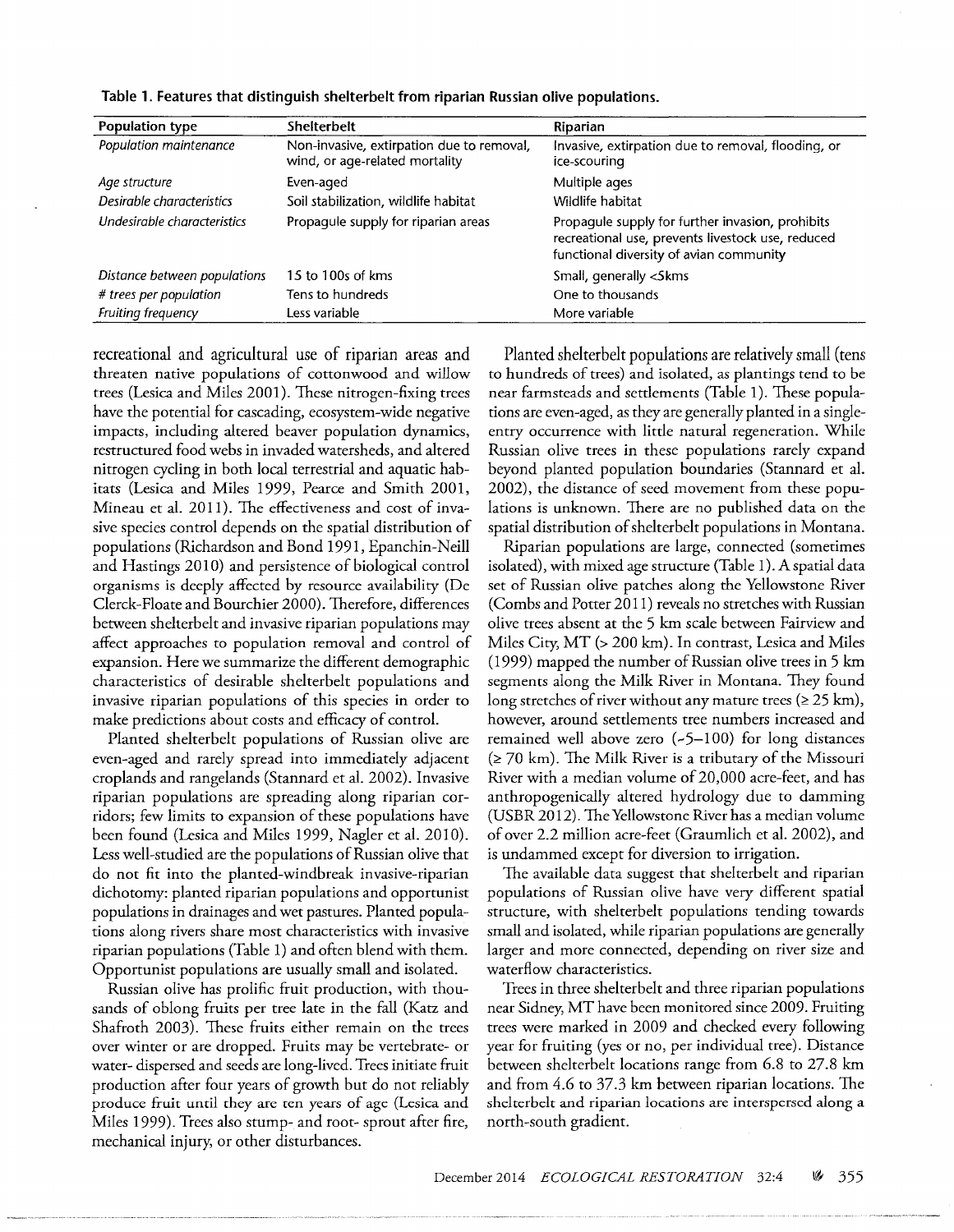**Table 1. Features that distinguish shelterbelt from riparian Russian olive populations.**

| Population type | Shelterbelt | Riparian |
| --- | --- | --- |
| *Population maintenance* | Non-invasive, extirpation due to removal, wind, or age-related mortality | Invasive, extirpation due to removal, flooding, or ice-scouring |
| *Age structure* | Even-aged | Multiple ages |
| *Desirable characteristics* | Soil stabilization, wildlife habitat | Wildlife habitat |
| *Undesirable characteristics* | Propagule supply for riparian areas | Propagule supply for further invasion, prohibits recreational use, prevents livestock use, reduced functional diversity of avian community |
| *Distance between populations* | 15 to 100s of kms | Small, generally <5kms |
| *# trees per population* | Tens to hundreds | One to thousands |
| *Fruiting frequency* | Less variable | More variable |

recreational and agricultural use of riparian areas and threaten native populations of cottonwood and willow trees (Lesica and Miles 2001). These nitrogen-fixing trees have the potential for cascading, ecosystem-wide negative impacts, including altered beaver population dynamics, restructured food webs in invaded watersheds, and altered nitrogen cycling in both local terrestrial and aquatic habitats (Lesica and Miles 1999, Pearce and Smith 2001, Mineau et al. 2011). The effectiveness and cost of invasive species control depends on the spatial distribution of populations (Richardson and Bond 1991, Epanchin-Neill and Hastings 2010) and persistence of biological control organisms is deeply affected by resource availability (De Clerck-Floate and Bourchier 2000). Therefore, differences between shelterbelt and invasive riparian populations may affect approaches to population removal and control of expansion. Here we summarize the different demographic characteristics of desirable shelterbelt populations and invasive riparian populations of this species in order to make predictions about costs and efficacy of control.

Planted shelterbelt populations of Russian olive are even-aged and rarely spread into immediately adjacent croplands and rangelands (Stannard et al. 2002). Invasive riparian populations are spreading along riparian corridors; few limits to expansion of these populations have been found (Lesica and Miles 1999, Nagler et al. 2010). Less well-studied are the populations of Russian olive that do not fit into the planted-windbreak invasive-riparian dichotomy: planted riparian populations and opportunist populations in drainages and wet pastures. Planted populations along rivers share most characteristics with invasive riparian populations (Table 1) and often blend with them. Opportunist populations are usually small and isolated.

Russian olive has prolific fruit production, with thousands of oblong fruits per tree late in the fall (Katz and Shafroth 2003). These fruits either remain on the trees over winter or are dropped. Fruits may be vertebrate- or water- dispersed and seeds are long-lived. Trees initiate fruit production after four years of growth but do not reliably produce fruit until they are ten years of age (Lesica and Miles 1999). Trees also stump- and root- sprout after fire, mechanical injury, or other disturbances.

Planted shelterbelt populations are relatively small (tens to hundreds of trees) and isolated, as plantings tend to be near farmsteads and settlements (Table 1). These populations are even-aged, as they are generally planted in a single-entry occurrence with little natural regeneration. While Russian olive trees in these populations rarely expand beyond planted population boundaries (Stannard et al. 2002), the distance of seed movement from these populations is unknown. There are no published data on the spatial distribution of shelterbelt populations in Montana.

Riparian populations are large, connected (sometimes isolated), with mixed age structure (Table 1). A spatial data set of Russian olive patches along the Yellowstone River (Combs and Potter 2011) reveals no stretches with Russian olive trees absent at the 5 km scale between Fairview and Miles City, MT (> 200 km). In contrast, Lesica and Miles (1999) mapped the number of Russian olive trees in 5 km segments along the Milk River in Montana. They found long stretches of river without any mature trees (≥ 25 km), however, around settlements tree numbers increased and remained well above zero (~5–100) for long distances (≥ 70 km). The Milk River is a tributary of the Missouri River with a median volume of 20,000 acre-feet, and has anthropogenically altered hydrology due to damming (USBR 2012). The Yellowstone River has a median volume of over 2.2 million acre-feet (Graumlich et al. 2002), and is undammed except for diversion to irrigation.

The available data suggest that shelterbelt and riparian populations of Russian olive have very different spatial structure, with shelterbelt populations tending towards small and isolated, while riparian populations are generally larger and more connected, depending on river size and waterflow characteristics.

Trees in three shelterbelt and three riparian populations near Sidney, MT have been monitored since 2009. Fruiting trees were marked in 2009 and checked every following year for fruiting (yes or no, per individual tree). Distance between shelterbelt locations range from 6.8 to 27.8 km and from 4.6 to 37.3 km between riparian locations. The shelterbelt and riparian locations are interspersed along a north-south gradient.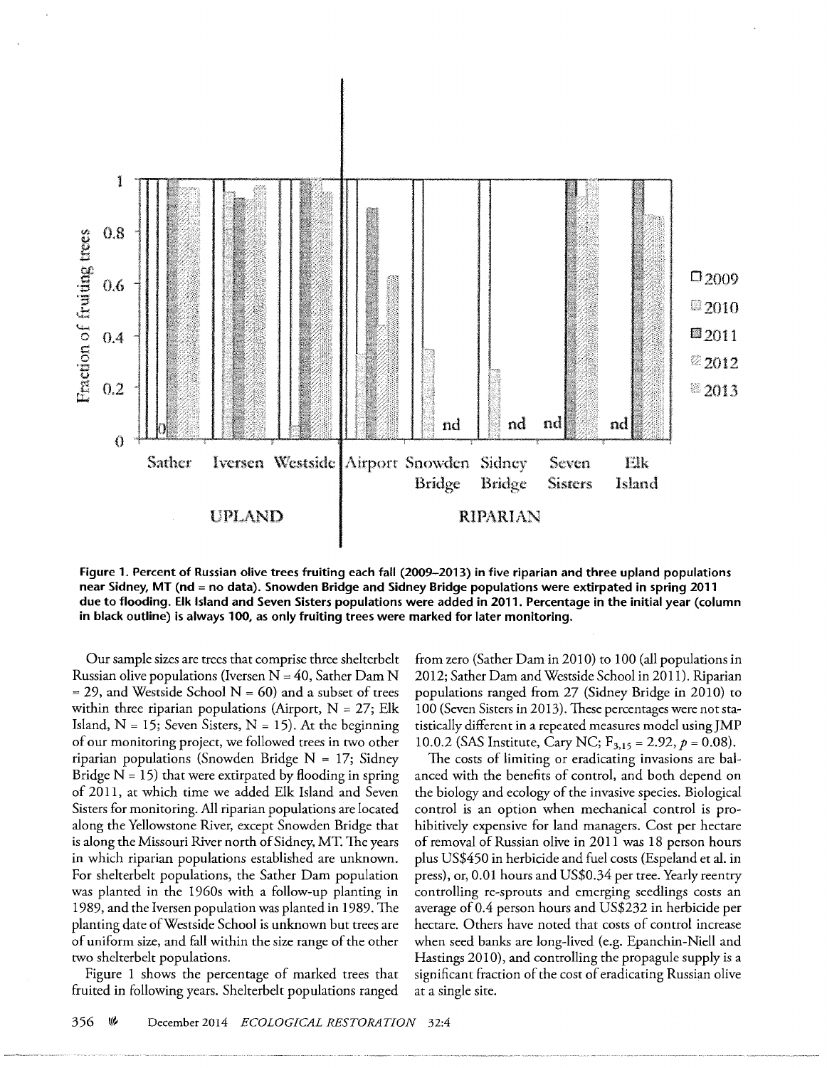**Figure 1. Percent of Russian olive trees fruiting each fall (2009–2013) in five riparian and three upland populations near Sidney, MT (nd = no data). Snowden Bridge and Sidney Bridge populations were extirpated in spring 2011 due to flooding. Elk Island and Seven Sisters populations were added in 2011. Percentage in the initial year (column in black outline) is always 100, as only fruiting trees were marked for later monitoring.**

Our sample sizes are trees that comprise three shelterbelt Russian olive populations (Iversen N = 40, Sather Dam N = 29, and Westside School N = 60) and a subset of trees within three riparian populations (Airport, N = 27; Elk Island, N = 15; Seven Sisters, N = 15). At the beginning of our monitoring project, we followed trees in two other riparian populations (Snowden Bridge N = 17; Sidney Bridge N = 15) that were extirpated by flooding in spring of 2011, at which time we added Elk Island and Seven Sisters for monitoring. All riparian populations are located along the Yellowstone River, except Snowden Bridge that is along the Missouri River north of Sidney, MT. The years in which riparian populations established are unknown. For shelterbelt populations, the Sather Dam population was planted in the 1960s with a follow-up planting in 1989, and the Iversen population was planted in 1989. The planting date of Westside School is unknown but trees are of uniform size, and fall within the size range of the other two shelterbelt populations.

Figure 1 shows the percentage of marked trees that fruited in following years. Shelterbelt populations ranged from zero (Sather Dam in 2010) to 100 (all populations in 2012; Sather Dam and Westside School in 2011). Riparian populations ranged from 27 (Sidney Bridge in 2010) to 100 (Seven Sisters in 2013). These percentages were not statistically different in a repeated measures model using JMP 10.0.2 (SAS Institute, Cary NC; $F_{3,15} = 2.92$, $p = 0.08$).

The costs of limiting or eradicating invasions are balanced with the benefits of control, and both depend on the biology and ecology of the invasive species. Biological control is an option when mechanical control is prohibitively expensive for land managers. Cost per hectare of removal of Russian olive in 2011 was 18 person hours plus US$450 in herbicide and fuel costs (Espeland et al. in press), or, 0.01 hours and US$0.34 per tree. Yearly reentry controlling re-sprouts and emerging seedlings costs an average of 0.4 person hours and US$232 in herbicide per hectare. Others have noted that costs of control increase when seed banks are long-lived (e.g. Epanchin-Niell and Hastings 2010), and controlling the propagule supply is a significant fraction of the cost of eradicating Russian olive at a single site.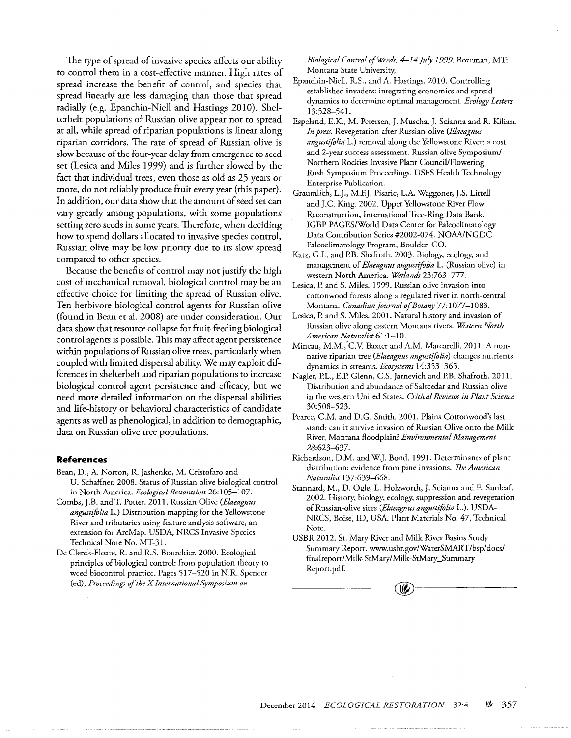The type of spread of invasive species affects our ability to control them in a cost-effective manner. High rates of spread increase the benefit of control, and species that spread linearly are less damaging than those that spread radially (e.g. Epanchin-Niell and Hastings 2010). Shelterbelt populations of Russian olive appear not to spread at all, while spread of riparian populations is linear along riparian corridors. The rate of spread of Russian olive is slow because of the four-year delay from emergence to seed set (Lesica and Miles 1999) and is further slowed by the fact that individual trees, even those as old as 25 years or more, do not reliably produce fruit every year (this paper). In addition, our data show that the amount of seed set can vary greatly among populations, with some populations setting zero seeds in some years. Therefore, when deciding how to spend dollars allocated to invasive species control, Russian olive may be low priority due to its slow spread compared to other species.

Because the benefits of control may not justify the high cost of mechanical removal, biological control may be an effective choice for limiting the spread of Russian olive. Ten herbivore biological control agents for Russian olive (found in Bean et al. 2008) are under consideration. Our data show that resource collapse for fruit-feeding biological control agents is possible. This may affect agent persistence within populations of Russian olive trees, particularly when coupled with limited dispersal ability. We may exploit differences in shelterbelt and riparian populations to increase biological control agent persistence and efficacy, but we need more detailed information on the dispersal abilities and life-history or behavioral characteristics of candidate agents as well as phenological, in addition to demographic, data on Russian olive tree populations.

## References

Bean, D., A. Norton, R. Jashenko, M. Cristofaro and U. Schaffner. 2008. Status of Russian olive biological control in North America. *Ecological Restoration* 26:105–107.

Combs, J.B. and T. Potter. 2011. Russian Olive (*Elaeagnus angustifolia* L.) Distribution mapping for the Yellowstone River and tributaries using feature analysis software, an extension for ArcMap. USDA, NRCS Invasive Species Technical Note No. MT-31.

De Clerck-Floate, R. and R.S. Bourchier. 2000. Ecological principles of biological control: from population theory to weed biocontrol practice. Pages 517–520 in N.R. Spencer (ed), *Proceedings of the X International Symposium on Biological Control of Weeds, 4–14 July 1999*. Bozeman, MT: Montana State University,

Epanchin-Niell, R.S., and A. Hastings. 2010. Controlling established invaders: integrating economics and spread dynamics to determine optimal management. *Ecology Letters* 13:528–541.

Espeland, E.K., M. Petersen, J. Muscha, J. Scianna and R. Kilian. *In press*. Revegetation after Russian-olive (*Elaeagnus angustifolia* L.) removal along the Yellowstone River: a cost and 2-year success assessment. Russian olive Symposium/Northern Rockies Invasive Plant Council/Flowering Rush Symposium Proceedings. USFS Health Technology Enterprise Publication.

Graumlich, L.J., M.F.J. Pisaric, L.A. Waggoner, J.S. Littell and J.C. King. 2002. Upper Yellowstone River Flow Reconstruction, International Tree-Ring Data Bank. IGBP PAGES/World Data Center for Paleoclimatology Data Contribution Series #2002-074. NOAA/NGDC Paleoclimatology Program, Boulder, CO.

Katz, G.L. and P.B. Shafroth. 2003. Biology, ecology, and management of *Elaeagnus angustifolia* L. (Russian olive) in western North America. *Wetlands* 23:763–777.

Lesica, P. and S. Miles. 1999. Russian olive invasion into cottonwood forests along a regulated river in north-central Montana. *Canadian Journal of Botany* 77:1077–1083.

Lesica, P. and S. Miles. 2001. Natural history and invasion of Russian olive along eastern Montana rivers. *Western North American Naturalist* 61:1–10.

Mineau, M.M., C.V. Baxter and A.M. Marcarelli. 2011. A non-native riparian tree (*Elaeagnus angustifolia*) changes nutrients dynamics in streams. *Ecosystems* 14:353–365.

Nagler, P.L., E.P. Glenn, C.S. Jarnevich and P.B. Shafroth. 2011. Distribution and abundance of Saltcedar and Russian olive in the western United States. *Critical Reviews in Plant Science* 30:508–523.

Pearce, C.M. and D.G. Smith. 2001. Plains Cottonwood's last stand: can it survive invasion of Russian Olive onto the Milk River, Montana floodplain? *Environmental Management* 28:623–637.

Richardson, D.M. and W.J. Bond. 1991. Determinants of plant distribution: evidence from pine invasions. *The American Naturalist* 137:639–668.

Stannard, M., D. Ogle, L. Holzworth, J. Scianna and E. Sunleaf. 2002. History, biology, ecology, suppression and revegetation of Russian-olive sites (*Elaeagnus angustifolia* L.). USDA-NRCS, Boise, ID, USA. Plant Materials No. 47, Technical Note.

USBR 2012. St. Mary River and Milk River Basins Study Summary Report. www.usbr.gov/WaterSMART/bsp/docs/finalreport/Milk-StMary/Milk-StMary_Summary Report.pdf.